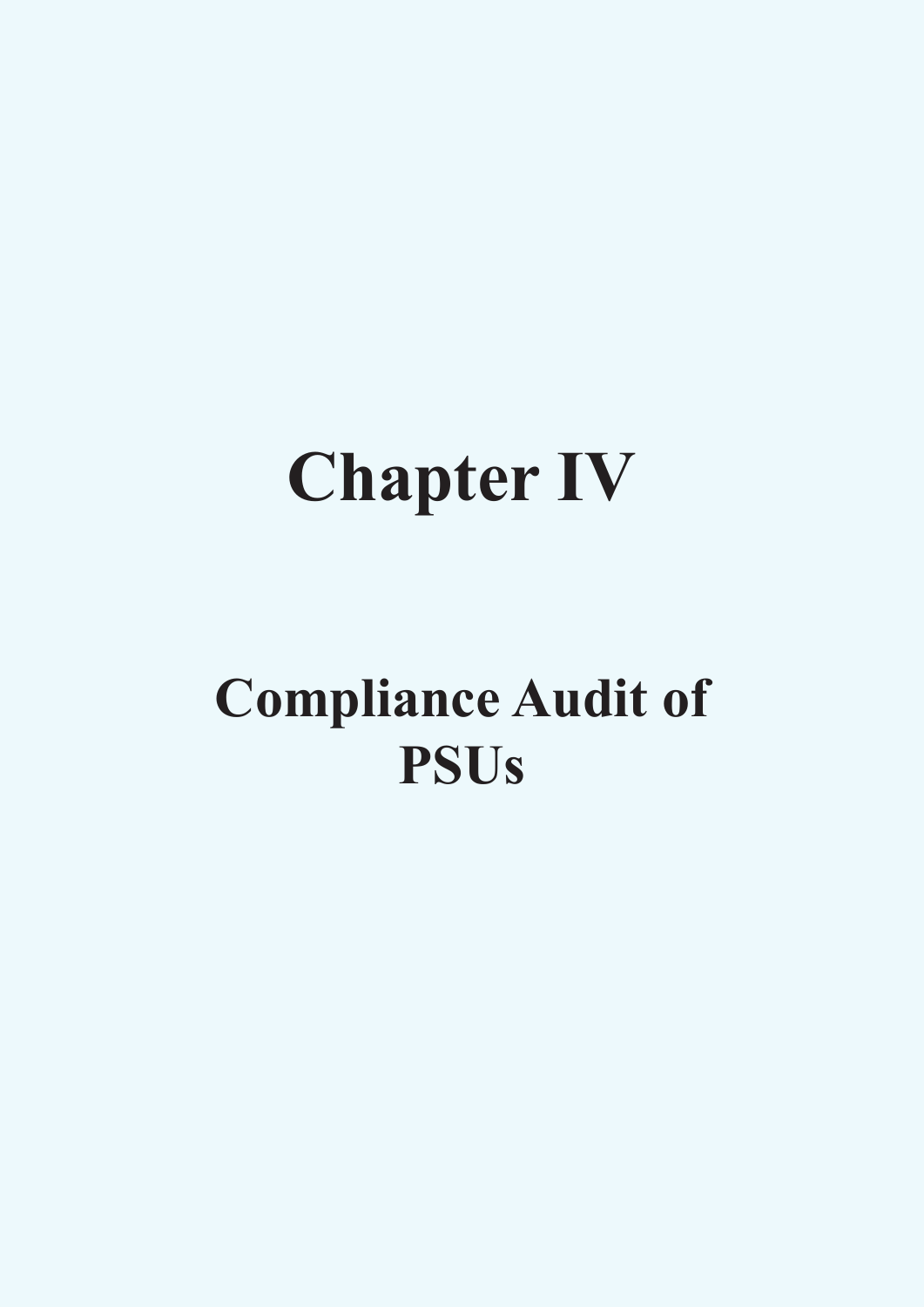# Chapter IV

## Compliance Audit of PSUs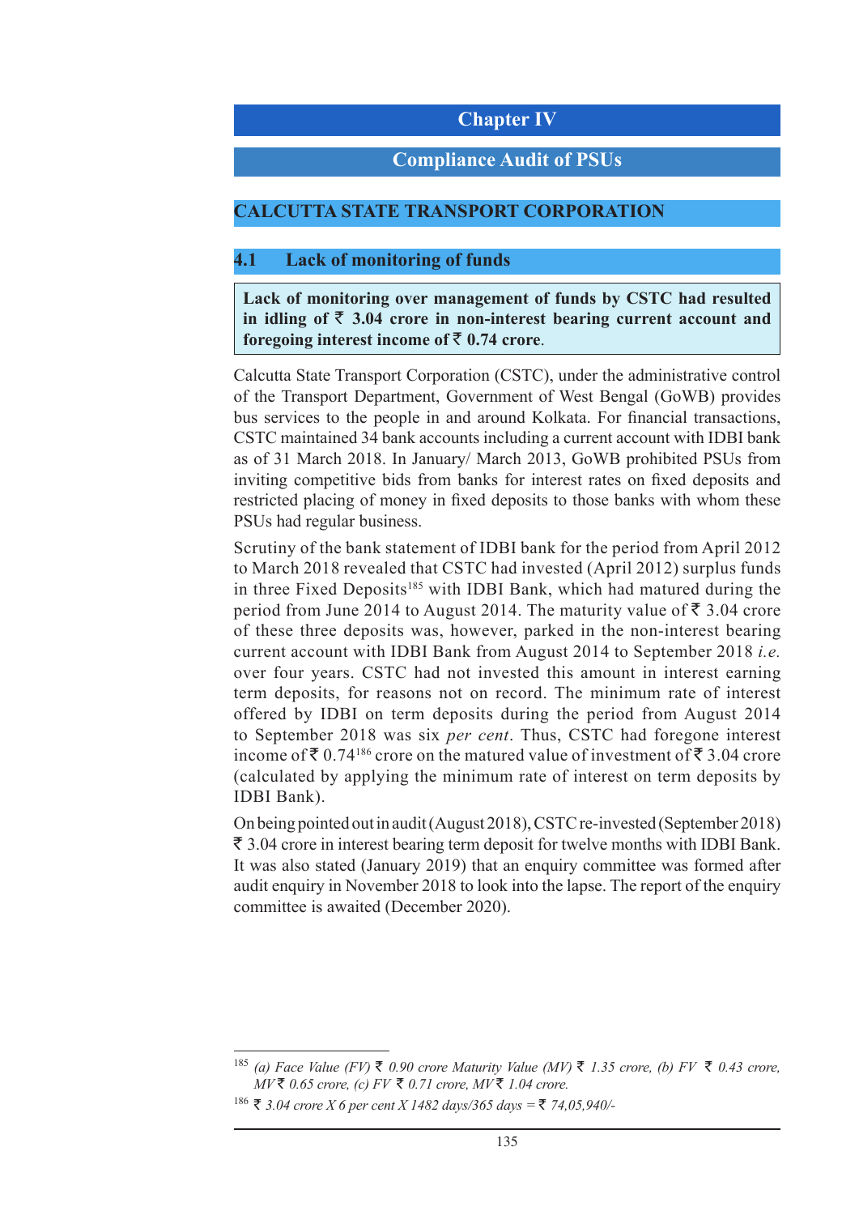# Chapter IV

## Compliance Audit of PSUs

## CALCUTTA STATE TRANSPORT CORPORATION

### 4.1 Lack of monitoring of funds

**Lack of monitoring over management of funds by CSTC had resulted in idling of ₹ 3.04 crore in non-interest bearing current account and foregoing interest income of ₹ 0.74 crore**.

Calcutta State Transport Corporation (CSTC), under the administrative control of the Transport Department, Government of West Bengal (GoWB) provides bus services to the people in and around Kolkata. For financial transactions, CSTC maintained 34 bank accounts including a current account with IDBI bank as of 31 March 2018. In January/ March 2013, GoWB prohibited PSUs from inviting competitive bids from banks for interest rates on fixed deposits and restricted placing of money in fixed deposits to those banks with whom these PSUs had regular business.

Scrutiny of the bank statement of IDBI bank for the period from April 2012 to March 2018 revealed that CSTC had invested (April 2012) surplus funds in three Fixed Deposits[185] with IDBI Bank, which had matured during the period from June 2014 to August 2014. The maturity value of ₹ 3.04 crore of these three deposits was, however, parked in the non-interest bearing current account with IDBI Bank from August 2014 to September 2018 *i.e.* over four years. CSTC had not invested this amount in interest earning term deposits, for reasons not on record. The minimum rate of interest offered by IDBI on term deposits during the period from August 2014 to September 2018 was six *per cent*. Thus, CSTC had foregone interest income of ₹ 0.74[186] crore on the matured value of investment of ₹ 3.04 crore (calculated by applying the minimum rate of interest on term deposits by IDBI Bank).

On being pointed out in audit (August 2018), CSTC re-invested (September 2018) ₹ 3.04 crore in interest bearing term deposit for twelve months with IDBI Bank. It was also stated (January 2019) that an enquiry committee was formed after audit enquiry in November 2018 to look into the lapse. The report of the enquiry committee is awaited (December 2020).

---

[185] *(a) Face Value (FV) ₹ 0.90 crore Maturity Value (MV) ₹ 1.35 crore, (b) FV ₹ 0.43 crore, MV ₹ 0.65 crore, (c) FV ₹ 0.71 crore, MV ₹ 1.04 crore.*

[186] *₹ 3.04 crore X 6 per cent X 1482 days/365 days = ₹ 74,05,940/-*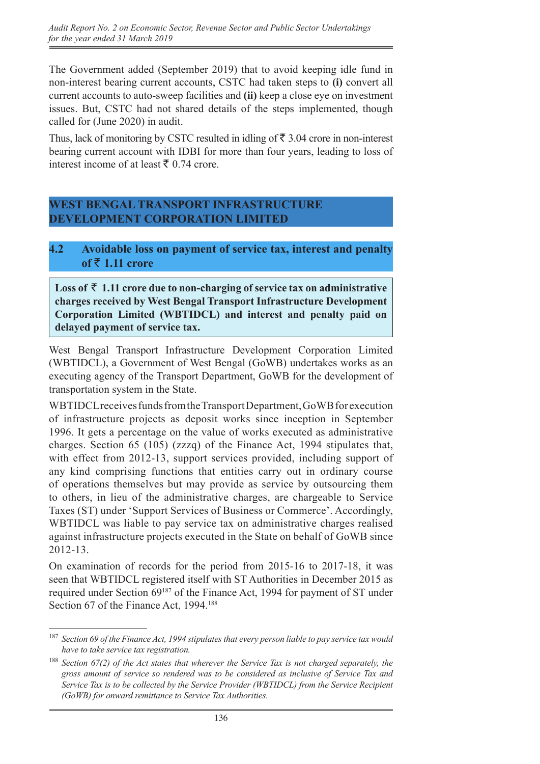The Government added (September 2019) that to avoid keeping idle fund in non-interest bearing current accounts, CSTC had taken steps to **(i)** convert all current accounts to auto-sweep facilities and **(ii)** keep a close eye on investment issues. But, CSTC had not shared details of the steps implemented, though called for (June 2020) in audit.

Thus, lack of monitoring by CSTC resulted in idling of ₹ 3.04 crore in non-interest bearing current account with IDBI for more than four years, leading to loss of interest income of at least ₹ 0.74 crore.

## WEST BENGAL TRANSPORT INFRASTRUCTURE DEVELOPMENT CORPORATION LIMITED

### 4.2 Avoidable loss on payment of service tax, interest and penalty of ₹ 1.11 crore

**Loss of ₹ 1.11 crore due to non-charging of service tax on administrative charges received by West Bengal Transport Infrastructure Development Corporation Limited (WBTIDCL) and interest and penalty paid on delayed payment of service tax.**

West Bengal Transport Infrastructure Development Corporation Limited (WBTIDCL), a Government of West Bengal (GoWB) undertakes works as an executing agency of the Transport Department, GoWB for the development of transportation system in the State.

WBTIDCL receives funds from the Transport Department, GoWB for execution of infrastructure projects as deposit works since inception in September 1996. It gets a percentage on the value of works executed as administrative charges. Section 65 (105) (zzzq) of the Finance Act, 1994 stipulates that, with effect from 2012-13, support services provided, including support of any kind comprising functions that entities carry out in ordinary course of operations themselves but may provide as service by outsourcing them to others, in lieu of the administrative charges, are chargeable to Service Taxes (ST) under 'Support Services of Business or Commerce'. Accordingly, WBTIDCL was liable to pay service tax on administrative charges realised against infrastructure projects executed in the State on behalf of GoWB since 2012-13.

On examination of records for the period from 2015-16 to 2017-18, it was seen that WBTIDCL registered itself with ST Authorities in December 2015 as required under Section 69[187] of the Finance Act, 1994 for payment of ST under Section 67 of the Finance Act, 1994.[188]

---

[187] *Section 69 of the Finance Act, 1994 stipulates that every person liable to pay service tax would have to take service tax registration.*

[188] *Section 67(2) of the Act states that wherever the Service Tax is not charged separately, the gross amount of service so rendered was to be considered as inclusive of Service Tax and Service Tax is to be collected by the Service Provider (WBTIDCL) from the Service Recipient (GoWB) for onward remittance to Service Tax Authorities.*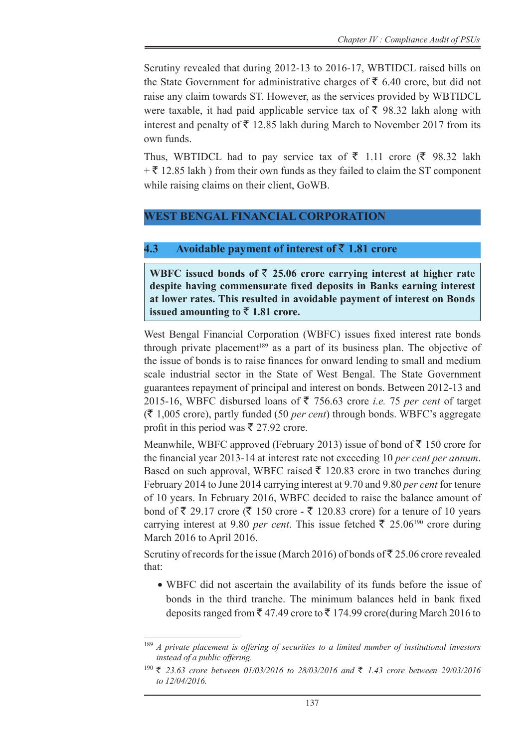Scrutiny revealed that during 2012-13 to 2016-17, WBTIDCL raised bills on the State Government for administrative charges of ₹ 6.40 crore, but did not raise any claim towards ST. However, as the services provided by WBTIDCL were taxable, it had paid applicable service tax of ₹ 98.32 lakh along with interest and penalty of ₹ 12.85 lakh during March to November 2017 from its own funds.

Thus, WBTIDCL had to pay service tax of ₹ 1.11 crore (₹ 98.32 lakh + ₹ 12.85 lakh ) from their own funds as they failed to claim the ST component while raising claims on their client, GoWB.

## WEST BENGAL FINANCIAL CORPORATION

### 4.3 Avoidable payment of interest of ₹ 1.81 crore

**WBFC issued bonds of ₹ 25.06 crore carrying interest at higher rate despite having commensurate fixed deposits in Banks earning interest at lower rates. This resulted in avoidable payment of interest on Bonds issued amounting to ₹ 1.81 crore.**

West Bengal Financial Corporation (WBFC) issues fixed interest rate bonds through private placement[189] as a part of its business plan. The objective of the issue of bonds is to raise finances for onward lending to small and medium scale industrial sector in the State of West Bengal. The State Government guarantees repayment of principal and interest on bonds. Between 2012-13 and 2015-16, WBFC disbursed loans of ₹ 756.63 crore *i.e.* 75 *per cent* of target (₹ 1,005 crore), partly funded (50 *per cent*) through bonds. WBFC's aggregate profit in this period was ₹ 27.92 crore.

Meanwhile, WBFC approved (February 2013) issue of bond of ₹ 150 crore for the financial year 2013-14 at interest rate not exceeding 10 *per cent per annum*. Based on such approval, WBFC raised ₹ 120.83 crore in two tranches during February 2014 to June 2014 carrying interest at 9.70 and 9.80 *per cent* for tenure of 10 years. In February 2016, WBFC decided to raise the balance amount of bond of ₹ 29.17 crore (₹ 150 crore - ₹ 120.83 crore) for a tenure of 10 years carrying interest at 9.80 *per cent*. This issue fetched ₹ 25.06[190] crore during March 2016 to April 2016.

Scrutiny of records for the issue (March 2016) of bonds of ₹ 25.06 crore revealed that:

- WBFC did not ascertain the availability of its funds before the issue of bonds in the third tranche. The minimum balances held in bank fixed deposits ranged from ₹ 47.49 crore to ₹ 174.99 crore(during March 2016 to

---

[189] *A private placement is offering of securities to a limited number of institutional investors instead of a public offering.*

[190] *₹ 23.63 crore between 01/03/2016 to 28/03/2016 and ₹ 1.43 crore between 29/03/2016 to 12/04/2016.*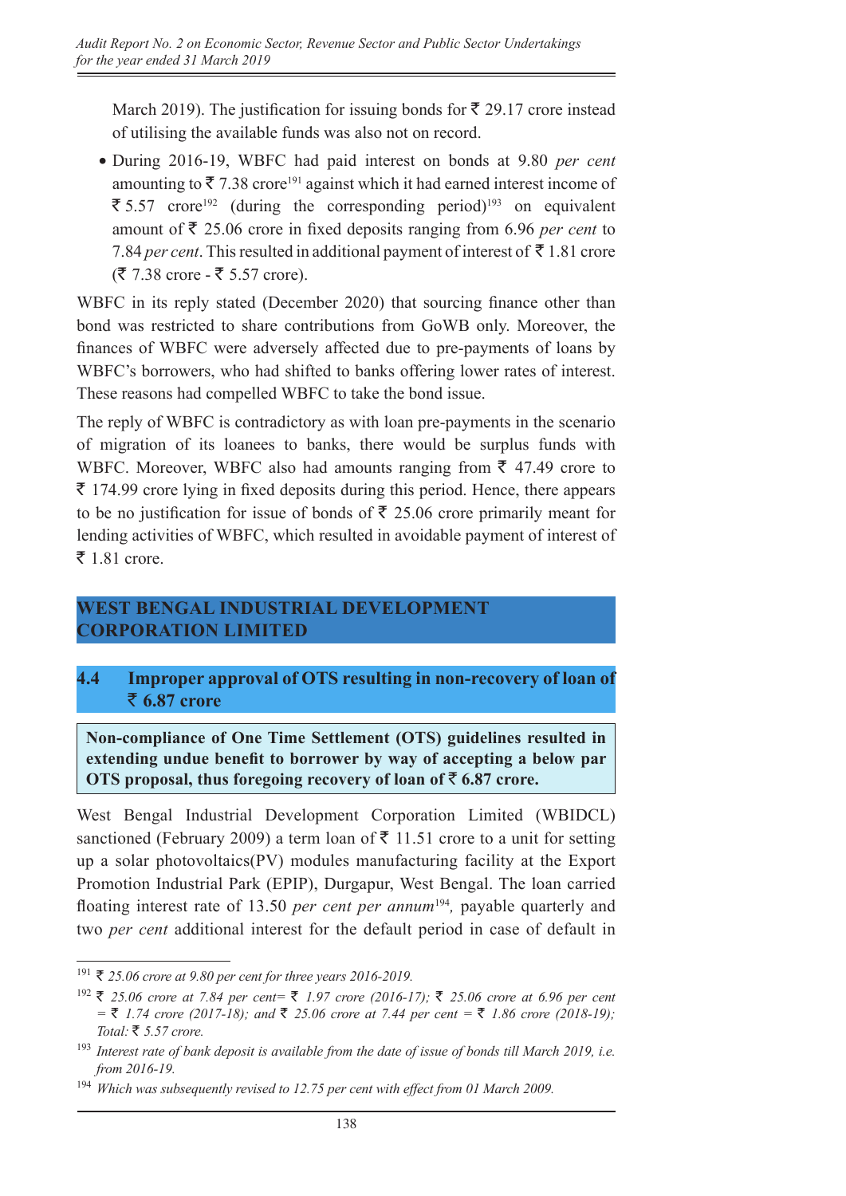March 2019). The justification for issuing bonds for ₹ 29.17 crore instead of utilising the available funds was also not on record.

- During 2016-19, WBFC had paid interest on bonds at 9.80 *per cent* amounting to ₹ 7.38 crore[191] against which it had earned interest income of ₹ 5.57 crore[192] (during the corresponding period)[193] on equivalent amount of ₹ 25.06 crore in fixed deposits ranging from 6.96 *per cent* to 7.84 *per cent*. This resulted in additional payment of interest of ₹ 1.81 crore (₹ 7.38 crore - ₹ 5.57 crore).

WBFC in its reply stated (December 2020) that sourcing finance other than bond was restricted to share contributions from GoWB only. Moreover, the finances of WBFC were adversely affected due to pre-payments of loans by WBFC's borrowers, who had shifted to banks offering lower rates of interest. These reasons had compelled WBFC to take the bond issue.

The reply of WBFC is contradictory as with loan pre-payments in the scenario of migration of its loanees to banks, there would be surplus funds with WBFC. Moreover, WBFC also had amounts ranging from ₹ 47.49 crore to ₹ 174.99 crore lying in fixed deposits during this period. Hence, there appears to be no justification for issue of bonds of ₹ 25.06 crore primarily meant for lending activities of WBFC, which resulted in avoidable payment of interest of ₹ 1.81 crore.

## WEST BENGAL INDUSTRIAL DEVELOPMENT CORPORATION LIMITED

### 4.4 Improper approval of OTS resulting in non-recovery of loan of ₹ 6.87 crore

**Non-compliance of One Time Settlement (OTS) guidelines resulted in extending undue benefit to borrower by way of accepting a below par OTS proposal, thus foregoing recovery of loan of ₹ 6.87 crore.**

West Bengal Industrial Development Corporation Limited (WBIDCL) sanctioned (February 2009) a term loan of ₹ 11.51 crore to a unit for setting up a solar photovoltaics(PV) modules manufacturing facility at the Export Promotion Industrial Park (EPIP), Durgapur, West Bengal. The loan carried floating interest rate of 13.50 *per cent per annum*[194], payable quarterly and two *per cent* additional interest for the default period in case of default in

---

[191] *₹ 25.06 crore at 9.80 per cent for three years 2016-2019.*

[192] *₹ 25.06 crore at 7.84 per cent= ₹ 1.97 crore (2016-17); ₹ 25.06 crore at 6.96 per cent = ₹ 1.74 crore (2017-18); and ₹ 25.06 crore at 7.44 per cent = ₹ 1.86 crore (2018-19); Total: ₹ 5.57 crore.*

[193] *Interest rate of bank deposit is available from the date of issue of bonds till March 2019, i.e. from 2016-19.*

[194] *Which was subsequently revised to 12.75 per cent with effect from 01 March 2009.*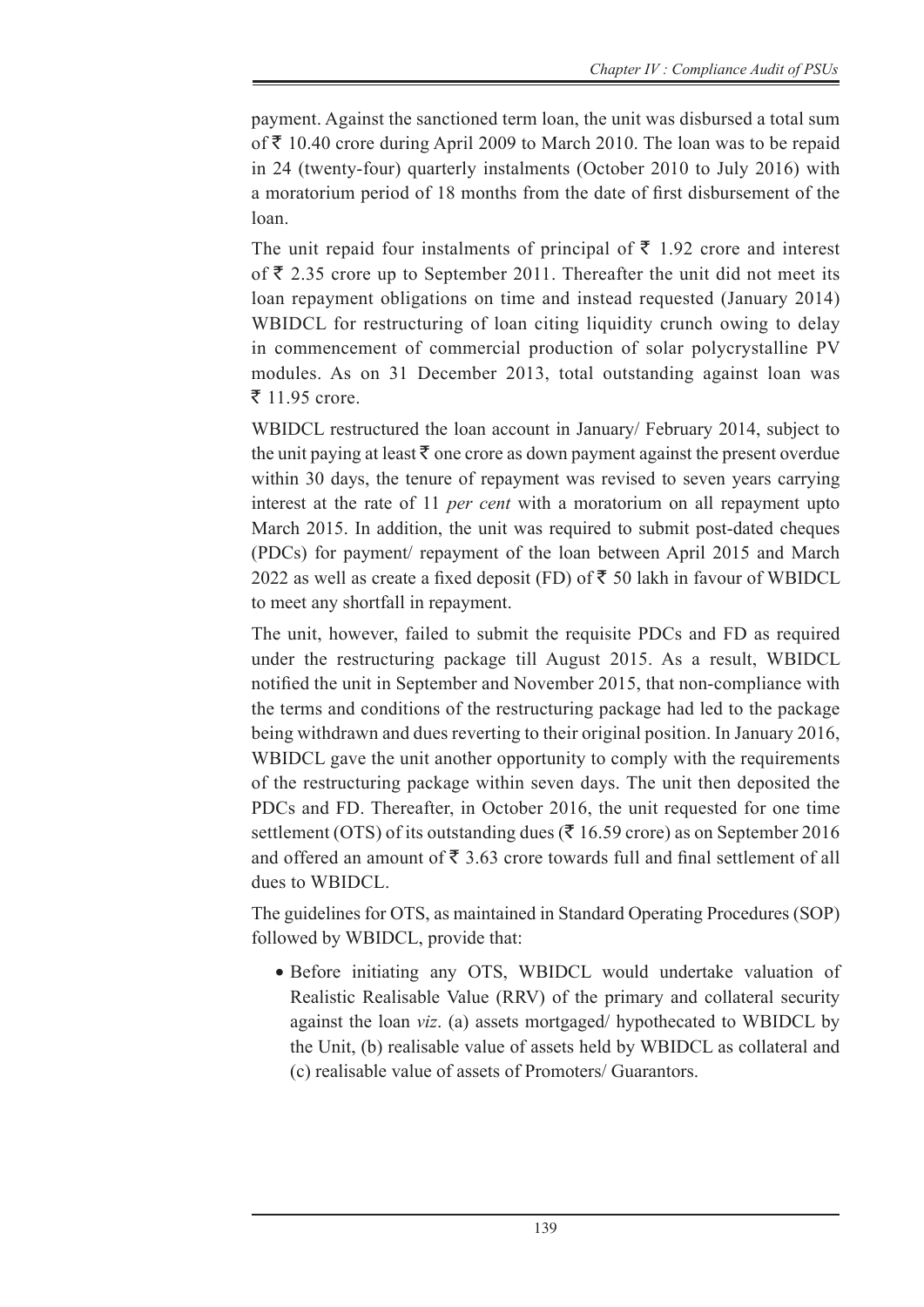payment. Against the sanctioned term loan, the unit was disbursed a total sum of ₹ 10.40 crore during April 2009 to March 2010. The loan was to be repaid in 24 (twenty-four) quarterly instalments (October 2010 to July 2016) with a moratorium period of 18 months from the date of first disbursement of the loan.

The unit repaid four instalments of principal of ₹ 1.92 crore and interest of ₹ 2.35 crore up to September 2011. Thereafter the unit did not meet its loan repayment obligations on time and instead requested (January 2014) WBIDCL for restructuring of loan citing liquidity crunch owing to delay in commencement of commercial production of solar polycrystalline PV modules. As on 31 December 2013, total outstanding against loan was ₹ 11.95 crore.

WBIDCL restructured the loan account in January/ February 2014, subject to the unit paying at least ₹ one crore as down payment against the present overdue within 30 days, the tenure of repayment was revised to seven years carrying interest at the rate of 11 *per cent* with a moratorium on all repayment upto March 2015. In addition, the unit was required to submit post-dated cheques (PDCs) for payment/ repayment of the loan between April 2015 and March 2022 as well as create a fixed deposit (FD) of ₹ 50 lakh in favour of WBIDCL to meet any shortfall in repayment.

The unit, however, failed to submit the requisite PDCs and FD as required under the restructuring package till August 2015. As a result, WBIDCL notified the unit in September and November 2015, that non-compliance with the terms and conditions of the restructuring package had led to the package being withdrawn and dues reverting to their original position. In January 2016, WBIDCL gave the unit another opportunity to comply with the requirements of the restructuring package within seven days. The unit then deposited the PDCs and FD. Thereafter, in October 2016, the unit requested for one time settlement (OTS) of its outstanding dues (₹ 16.59 crore) as on September 2016 and offered an amount of ₹ 3.63 crore towards full and final settlement of all dues to WBIDCL.

The guidelines for OTS, as maintained in Standard Operating Procedures (SOP) followed by WBIDCL, provide that:

- Before initiating any OTS, WBIDCL would undertake valuation of Realistic Realisable Value (RRV) of the primary and collateral security against the loan *viz*. (a) assets mortgaged/ hypothecated to WBIDCL by the Unit, (b) realisable value of assets held by WBIDCL as collateral and (c) realisable value of assets of Promoters/ Guarantors.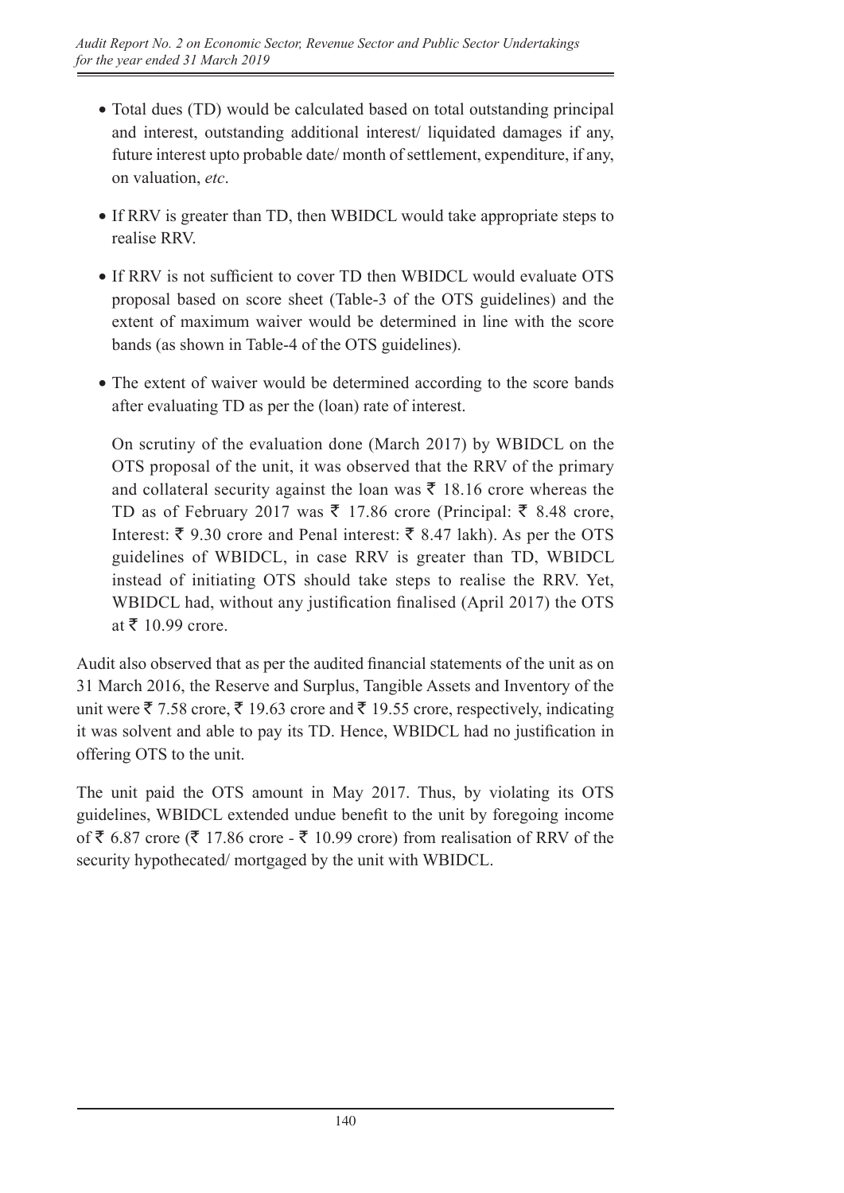- Total dues (TD) would be calculated based on total outstanding principal and interest, outstanding additional interest/ liquidated damages if any, future interest upto probable date/ month of settlement, expenditure, if any, on valuation, *etc*.
- If RRV is greater than TD, then WBIDCL would take appropriate steps to realise RRV.
- If RRV is not sufficient to cover TD then WBIDCL would evaluate OTS proposal based on score sheet (Table-3 of the OTS guidelines) and the extent of maximum waiver would be determined in line with the score bands (as shown in Table-4 of the OTS guidelines).
- The extent of waiver would be determined according to the score bands after evaluating TD as per the (loan) rate of interest.

  On scrutiny of the evaluation done (March 2017) by WBIDCL on the OTS proposal of the unit, it was observed that the RRV of the primary and collateral security against the loan was ₹ 18.16 crore whereas the TD as of February 2017 was ₹ 17.86 crore (Principal: ₹ 8.48 crore, Interest: ₹ 9.30 crore and Penal interest: ₹ 8.47 lakh). As per the OTS guidelines of WBIDCL, in case RRV is greater than TD, WBIDCL instead of initiating OTS should take steps to realise the RRV. Yet, WBIDCL had, without any justification finalised (April 2017) the OTS at ₹ 10.99 crore.

Audit also observed that as per the audited financial statements of the unit as on 31 March 2016, the Reserve and Surplus, Tangible Assets and Inventory of the unit were ₹ 7.58 crore, ₹ 19.63 crore and ₹ 19.55 crore, respectively, indicating it was solvent and able to pay its TD. Hence, WBIDCL had no justification in offering OTS to the unit.

The unit paid the OTS amount in May 2017. Thus, by violating its OTS guidelines, WBIDCL extended undue benefit to the unit by foregoing income of ₹ 6.87 crore (₹ 17.86 crore - ₹ 10.99 crore) from realisation of RRV of the security hypothecated/ mortgaged by the unit with WBIDCL.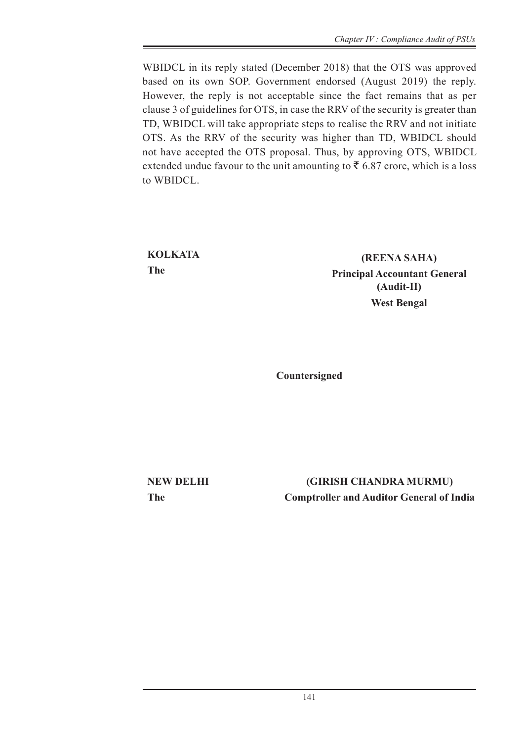WBIDCL in its reply stated (December 2018) that the OTS was approved based on its own SOP. Government endorsed (August 2019) the reply. However, the reply is not acceptable since the fact remains that as per clause 3 of guidelines for OTS, in case the RRV of the security is greater than TD, WBIDCL will take appropriate steps to realise the RRV and not initiate OTS. As the RRV of the security was higher than TD, WBIDCL should not have accepted the OTS proposal. Thus, by approving OTS, WBIDCL extended undue favour to the unit amounting to ₹ 6.87 crore, which is a loss to WBIDCL.

**KOLKATA**
**The**

**(REENA SAHA)**
**Principal Accountant General (Audit-II)**
**West Bengal**

**Countersigned**

**NEW DELHI**
**The**

**(GIRISH CHANDRA MURMU)**
**Comptroller and Auditor General of India**